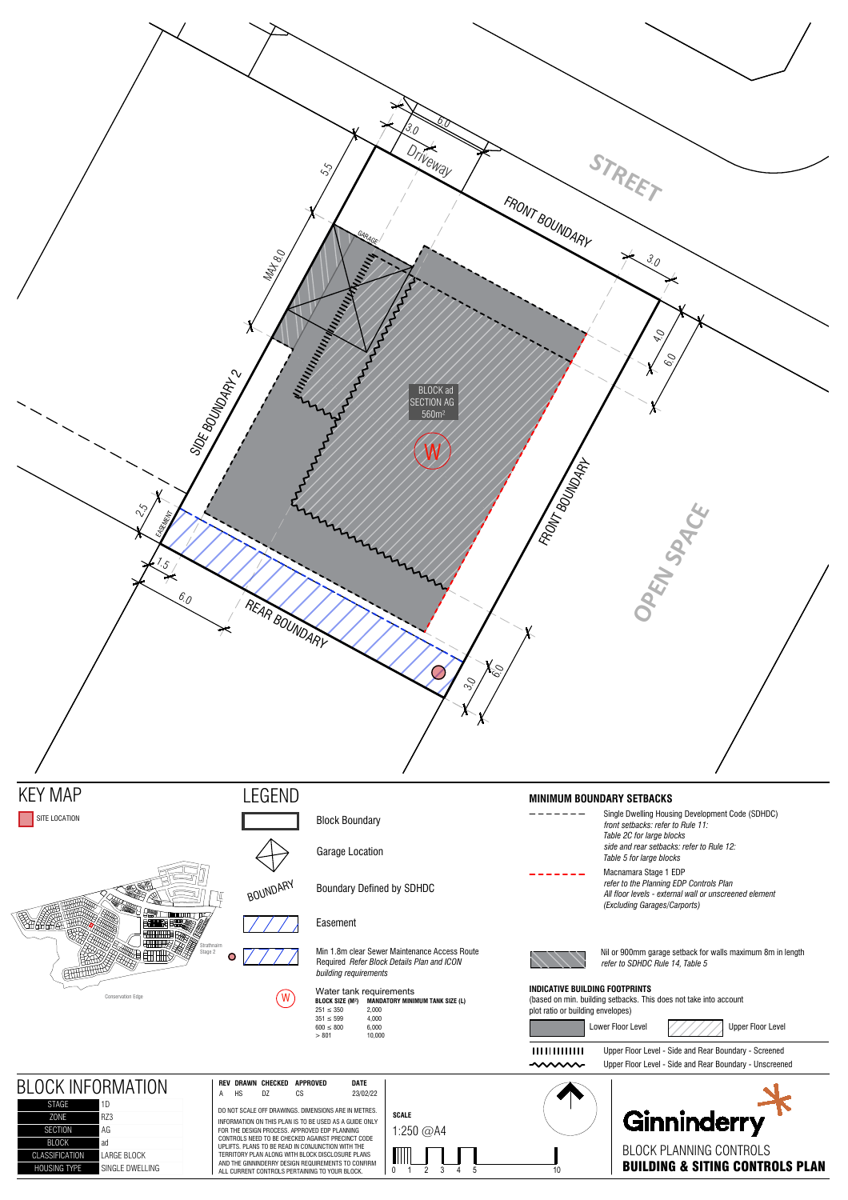STREET

FRONT BOUNDARY

FRONT BOUNDARY

OPEN SPACE

SIDE BOUNDARY 2

REAR BOUNDARY

Driveway

GARAGE

EASEMENT

BLOCK ad
SECTION AG
560m²

W

3.0 6.0 5.5 MAX 8.0 3.0 4.0 6.0 2.5 1.5 6.0 3.0 6.0

## KEY MAP

SITE LOCATION

Strathnairn Stage 2

Conservation Edge

## LEGEND

- Block Boundary
- Garage Location
- BOUNDARY — Boundary Defined by SDHDC
- Easement
- Min 1.8m clear Sewer Maintenance Access Route Required *Refer Block Details Plan and ICON building requirements*
- W — Water tank requirements

| BLOCK SIZE (M²) | MANDATORY MINIMUM TANK SIZE (L) |
|---|---|
| 251 ≤ 350 | 2,000 |
| 351 ≤ 599 | 4,000 |
| 600 ≤ 800 | 6,000 |
| > 801 | 10,000 |

## MINIMUM BOUNDARY SETBACKS

- Single Dwelling Housing Development Code (SDHDC) *front setbacks: refer to Rule 11: Table 2C for large blocks side and rear setbacks: refer to Rule 12: Table 5 for large blocks*
- Macnamara Stage 1 EDP *refer to the Planning EDP Controls Plan All floor levels - external wall or unscreened element (Excluding Garages/Carports)*
- Nil or 900mm garage setback for walls maximum 8m in length *refer to SDHDC Rule 14, Table 5*

### INDICATIVE BUILDING FOOTPRINTS

(based on min. building setbacks. This does not take into account plot ratio or building envelopes)

- Lower Floor Level
- Upper Floor Level
- Upper Floor Level - Side and Rear Boundary - Screened
- Upper Floor Level - Side and Rear Boundary - Unscreened

## BLOCK INFORMATION

| | |
|---|---|
| STAGE | 1D |
| ZONE | RZ3 |
| SECTION | AG |
| BLOCK | ad |
| CLASSIFICATION | LARGE BLOCK |
| HOUSING TYPE | SINGLE DWELLING |

| REV | DRAWN | CHECKED | APPROVED | DATE |
|---|---|---|---|---|
| A | HS | DZ | CS | 23/02/22 |

DO NOT SCALE OFF DRAWINGS. DIMENSIONS ARE IN METRES.

INFORMATION ON THIS PLAN IS TO BE USED AS A GUIDE ONLY FOR THE DESIGN PROCESS. APPROVED EDP PLANNING CONTROLS NEED TO BE CHECKED AGAINST PRECINCT CODE UPLIFTS. PLANS TO BE READ IN CONJUNCTION WITH THE TERRITORY PLAN ALONG WITH BLOCK DISCLOSURE PLANS AND THE GINNINDERRY DESIGN REQUIREMENTS TO CONFIRM ALL CURRENT CONTROLS PERTAINING TO YOUR BLOCK.

**SCALE**

1:250 @A4

0 1 2 3 4 5 10

Ginninderry

BLOCK PLANNING CONTROLS

**BUILDING & SITING CONTROLS PLAN**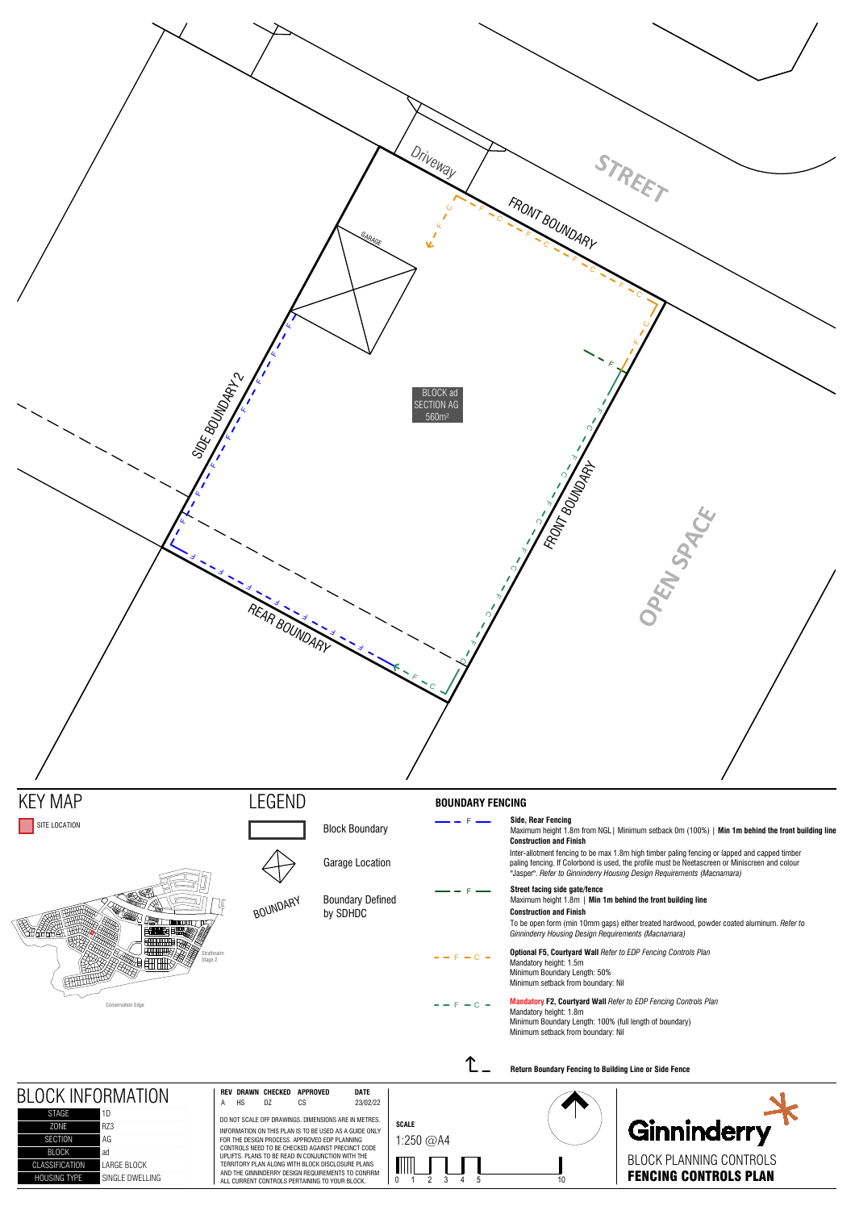STREET

OPEN SPACE

Driveway

FRONT BOUNDARY

GARAGE

SIDE BOUNDARY 2

BLOCK ad
SECTION AG
560m²

FRONT BOUNDARY

REAR BOUNDARY

## KEY MAP

SITE LOCATION

Strathnairn Stage 2

Conservation Edge

## LEGEND

Block Boundary

Garage Location

BOUNDARY — Boundary Defined by SDHDC

## BOUNDARY FENCING

**Side, Rear Fencing**
Maximum height 1.8m from NGL| Minimum setback 0m (100%) | **Min 1m behind the front building line**
**Construction and Finish**
Inter-allotment fencing to be max 1.8m high timber paling fencing or lapped and capped timber paling fencing. If Colorbond is used, the profile must be Neetascreen or Miniscreen and colour "Jasper". *Refer to Ginninderry Housing Design Requirements (Macnamara)*

**Street facing side gate/fence**
Maximum height 1.8m | **Min 1m behind the front building line**
**Construction and Finish**
To be open form (min 10mm gaps) either treated hardwood, powder coated aluminum. *Refer to Ginninderry Housing Design Requirements (Macnamara)*

**Optional F5, Courtyard Wall** *Refer to EDP Fencing Controls Plan*
Mandatory height: 1.5m
Minimum Boundary Length: 50%
Minimum setback from boundary: Nil

**Mandatory F2, Courtyard Wall** *Refer to EDP Fencing Controls Plan*
Mandatory height: 1.8m
Minimum Boundary Length: 100% (full length of boundary)
Minimum setback from boundary: Nil

**Return Boundary Fencing to Building Line or Side Fence**

## BLOCK INFORMATION

| | |
|---|---|
| STAGE | 1D |
| ZONE | RZ3 |
| SECTION | AG |
| BLOCK | ad |
| CLASSIFICATION | LARGE BLOCK |
| HOUSING TYPE | SINGLE DWELLING |

| REV | DRAWN | CHECKED | APPROVED | DATE |
|---|---|---|---|---|
| A | HS | DZ | CS | 23/02/22 |

DO NOT SCALE OFF DRAWINGS. DIMENSIONS ARE IN METRES.

INFORMATION ON THIS PLAN IS TO BE USED AS A GUIDE ONLY FOR THE DESIGN PROCESS. APPROVED EDP PLANNING CONTROLS NEED TO BE CHECKED AGAINST PRECINCT CODE UPLIFTS. PLANS TO BE READ IN CONJUNCTION WITH THE TERRITORY PLAN ALONG WITH BLOCK DISCLOSURE PLANS AND THE GINNINDERRY DESIGN REQUIREMENTS TO CONFIRM ALL CURRENT CONTROLS PERTAINING TO YOUR BLOCK.

**SCALE**
1:250 @A4

0 1 2 3 4 5 10

Ginninderry

BLOCK PLANNING CONTROLS
**FENCING CONTROLS PLAN**